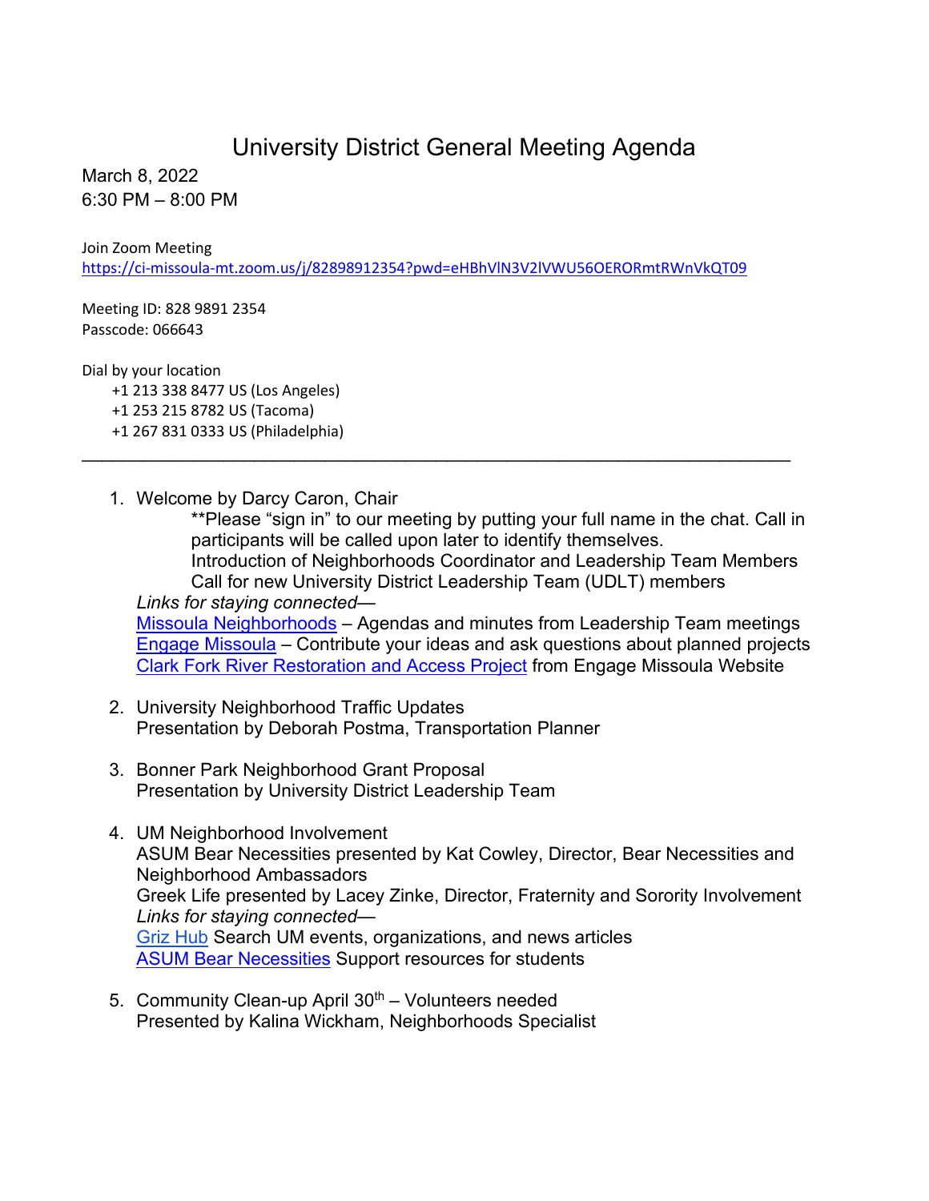# University District General Meeting Agenda

March 8, 2022
6:30 PM – 8:00 PM

Join Zoom Meeting
https://ci-missoula-mt.zoom.us/j/82898912354?pwd=eHBhVlN3V2lVWU56OERORmtRWnVkQT09

Meeting ID: 828 9891 2354
Passcode: 066643

Dial by your location
+1 213 338 8477 US (Los Angeles)
+1 253 215 8782 US (Tacoma)
+1 267 831 0333 US (Philadelphia)

---

1. Welcome by Darcy Caron, Chair
   **Please "sign in" to our meeting by putting your full name in the chat. Call in participants will be called upon later to identify themselves.
   Introduction of Neighborhoods Coordinator and Leadership Team Members
   Call for new University District Leadership Team (UDLT) members

   *Links for staying connected—*
   Missoula Neighborhoods – Agendas and minutes from Leadership Team meetings
   Engage Missoula – Contribute your ideas and ask questions about planned projects
   Clark Fork River Restoration and Access Project from Engage Missoula Website

2. University Neighborhood Traffic Updates
   Presentation by Deborah Postma, Transportation Planner

3. Bonner Park Neighborhood Grant Proposal
   Presentation by University District Leadership Team

4. UM Neighborhood Involvement
   ASUM Bear Necessities presented by Kat Cowley, Director, Bear Necessities and Neighborhood Ambassadors
   Greek Life presented by Lacey Zinke, Director, Fraternity and Sorority Involvement

   *Links for staying connected—*
   Griz Hub Search UM events, organizations, and news articles
   ASUM Bear Necessities Support resources for students

5. Community Clean-up April 30th – Volunteers needed
   Presented by Kalina Wickham, Neighborhoods Specialist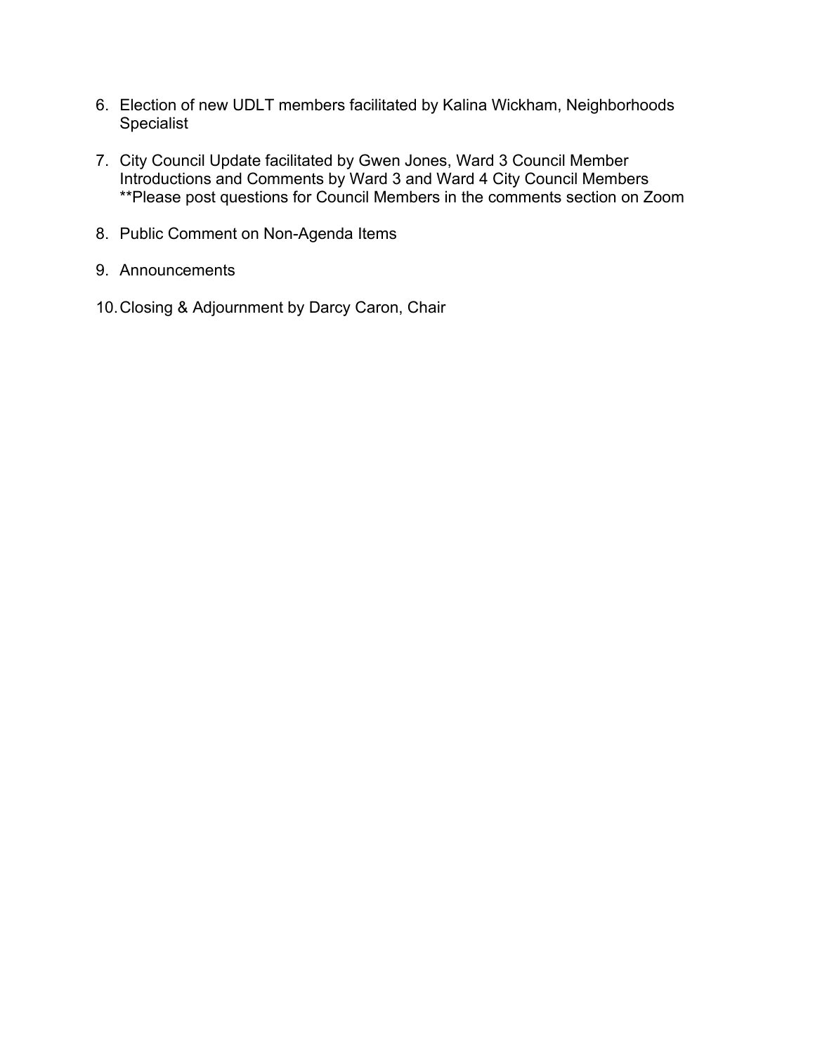6. Election of new UDLT members facilitated by Kalina Wickham, Neighborhoods Specialist

7. City Council Update facilitated by Gwen Jones, Ward 3 Council Member
   Introductions and Comments by Ward 3 and Ward 4 City Council Members
   **Please post questions for Council Members in the comments section on Zoom

8. Public Comment on Non-Agenda Items

9. Announcements

10. Closing & Adjournment by Darcy Caron, Chair